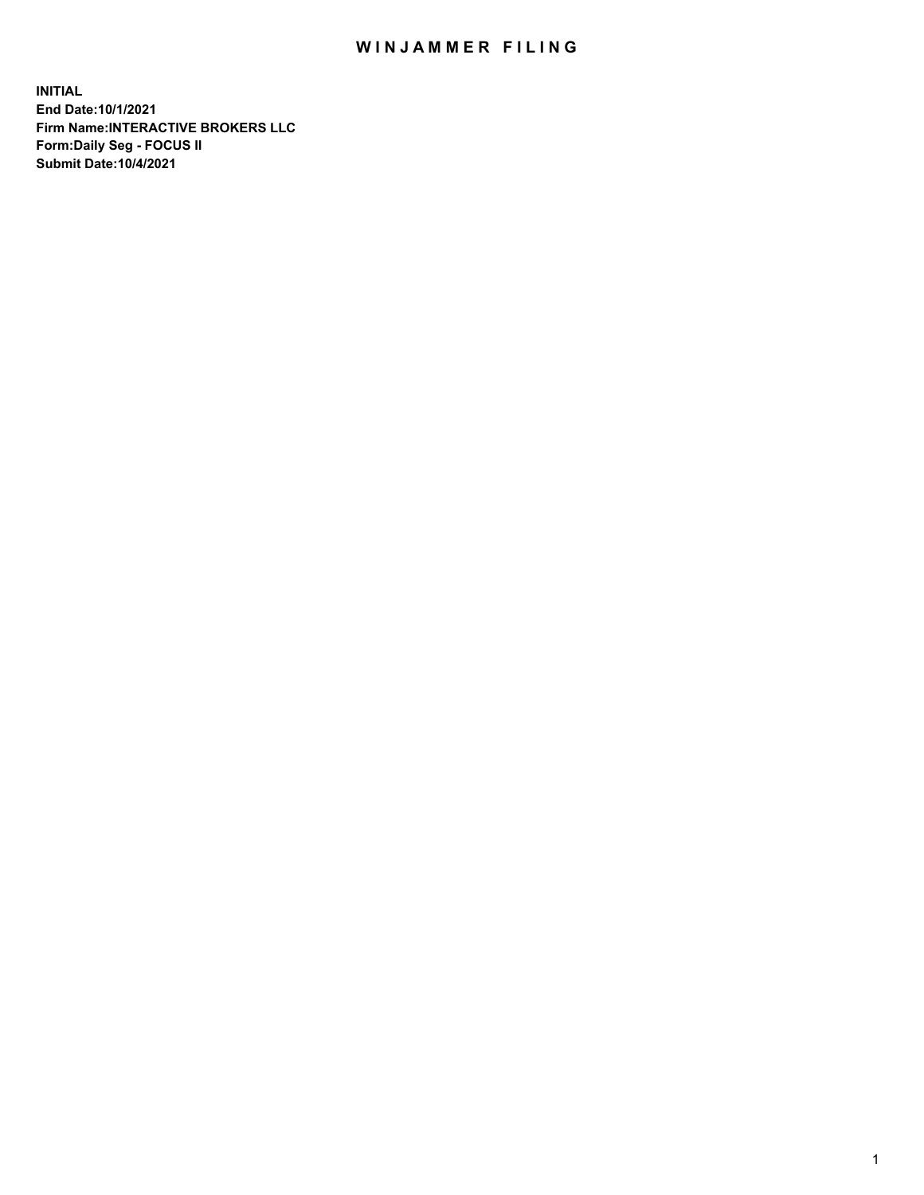# WINJAMMER FILING

**INITIAL**
**End Date:10/1/2021**
**Firm Name:INTERACTIVE BROKERS LLC**
**Form:Daily Seg - FOCUS II**
**Submit Date:10/4/2021**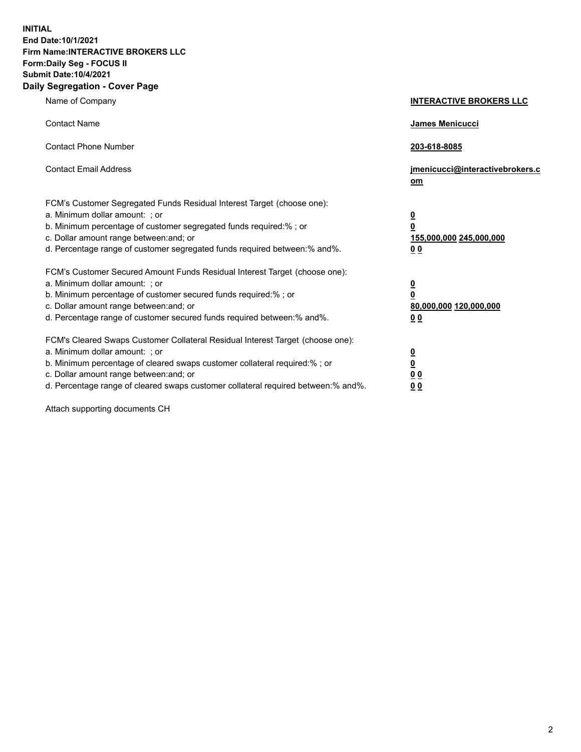**INITIAL**
**End Date:10/1/2021**
**Firm Name:INTERACTIVE BROKERS LLC**
**Form:Daily Seg - FOCUS II**
**Submit Date:10/4/2021**

## Daily Segregation - Cover Page

| | |
|---|---|
| Name of Company | **INTERACTIVE BROKERS LLC** |
| Contact Name | **James Menicucci** |
| Contact Phone Number | **203-618-8085** |
| Contact Email Address | **jmenicucci@interactivebrokers.com** |
| FCM's Customer Segregated Funds Residual Interest Target (choose one): | |
| a. Minimum dollar amount: ; or | **0** |
| b. Minimum percentage of customer segregated funds required:% ; or | **0** |
| c. Dollar amount range between:and; or | **155,000,000** **245,000,000** |
| d. Percentage range of customer segregated funds required between:% and%. | **0** **0** |
| FCM's Customer Secured Amount Funds Residual Interest Target (choose one): | |
| a. Minimum dollar amount: ; or | **0** |
| b. Minimum percentage of customer secured funds required:% ; or | **0** |
| c. Dollar amount range between:and; or | **80,000,000** **120,000,000** |
| d. Percentage range of customer secured funds required between:% and%. | **0** **0** |
| FCM's Cleared Swaps Customer Collateral Residual Interest Target (choose one): | |
| a. Minimum dollar amount: ; or | **0** |
| b. Minimum percentage of cleared swaps customer collateral required:% ; or | **0** |
| c. Dollar amount range between:and; or | **0** **0** |
| d. Percentage range of cleared swaps customer collateral required between:% and%. | **0** **0** |

Attach supporting documents CH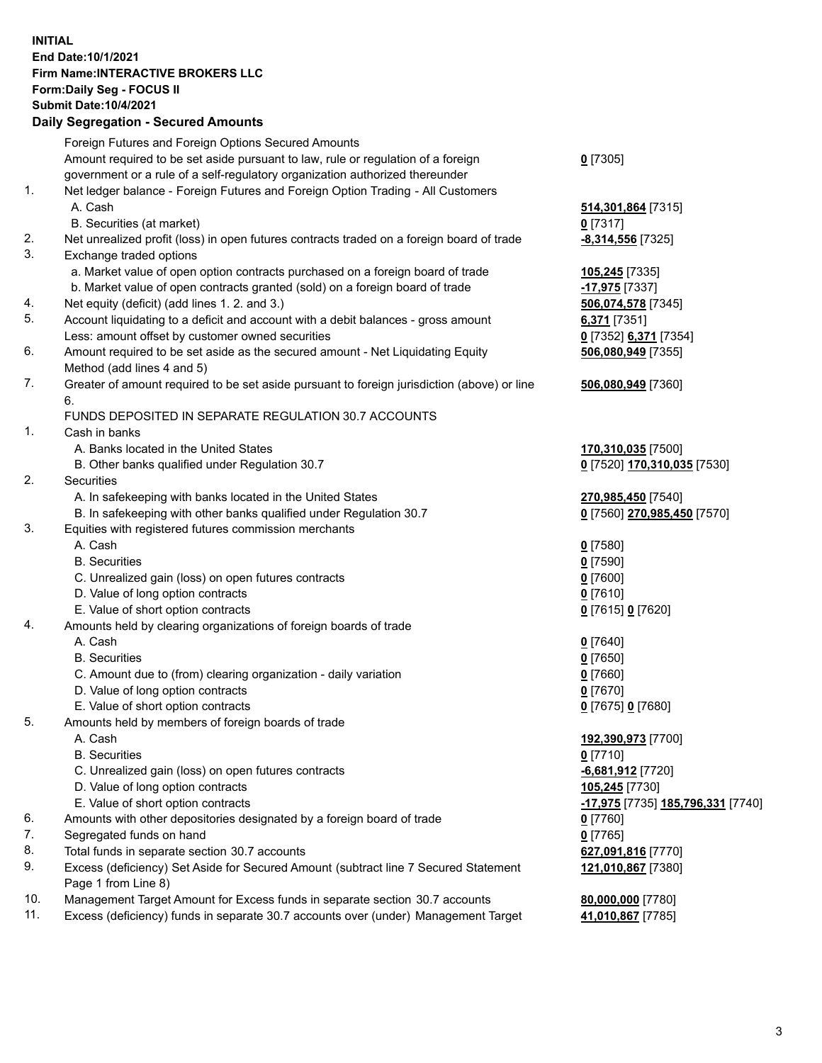**INITIAL**
**End Date:10/1/2021**
**Firm Name:INTERACTIVE BROKERS LLC**
**Form:Daily Seg - FOCUS II**
**Submit Date:10/4/2021**

### Daily Segregation - Secured Amounts

| | | |
|---|---|---|
| | Foreign Futures and Foreign Options Secured Amounts | |
| | Amount required to be set aside pursuant to law, rule or regulation of a foreign government or a rule of a self-regulatory organization authorized thereunder | **0** [7305] |
| 1. | Net ledger balance - Foreign Futures and Foreign Option Trading - All Customers | |
| | A. Cash | **514,301,864** [7315] |
| | B. Securities (at market) | **0** [7317] |
| 2. | Net unrealized profit (loss) in open futures contracts traded on a foreign board of trade | **-8,314,556** [7325] |
| 3. | Exchange traded options | |
| | a. Market value of open option contracts purchased on a foreign board of trade | **105,245** [7335] |
| | b. Market value of open contracts granted (sold) on a foreign board of trade | **-17,975** [7337] |
| 4. | Net equity (deficit) (add lines 1. 2. and 3.) | **506,074,578** [7345] |
| 5. | Account liquidating to a deficit and account with a debit balances - gross amount | **6,371** [7351] |
| | Less: amount offset by customer owned securities | **0** [7352] **6,371** [7354] |
| 6. | Amount required to be set aside as the secured amount - Net Liquidating Equity Method (add lines 4 and 5) | **506,080,949** [7355] |
| 7. | Greater of amount required to be set aside pursuant to foreign jurisdiction (above) or line 6. | **506,080,949** [7360] |
| | FUNDS DEPOSITED IN SEPARATE REGULATION 30.7 ACCOUNTS | |
| 1. | Cash in banks | |
| | A. Banks located in the United States | **170,310,035** [7500] |
| | B. Other banks qualified under Regulation 30.7 | **0** [7520] **170,310,035** [7530] |
| 2. | Securities | |
| | A. In safekeeping with banks located in the United States | **270,985,450** [7540] |
| | B. In safekeeping with other banks qualified under Regulation 30.7 | **0** [7560] **270,985,450** [7570] |
| 3. | Equities with registered futures commission merchants | |
| | A. Cash | **0** [7580] |
| | B. Securities | **0** [7590] |
| | C. Unrealized gain (loss) on open futures contracts | **0** [7600] |
| | D. Value of long option contracts | **0** [7610] |
| | E. Value of short option contracts | **0** [7615] **0** [7620] |
| 4. | Amounts held by clearing organizations of foreign boards of trade | |
| | A. Cash | **0** [7640] |
| | B. Securities | **0** [7650] |
| | C. Amount due to (from) clearing organization - daily variation | **0** [7660] |
| | D. Value of long option contracts | **0** [7670] |
| | E. Value of short option contracts | **0** [7675] **0** [7680] |
| 5. | Amounts held by members of foreign boards of trade | |
| | A. Cash | **192,390,973** [7700] |
| | B. Securities | **0** [7710] |
| | C. Unrealized gain (loss) on open futures contracts | **-6,681,912** [7720] |
| | D. Value of long option contracts | **105,245** [7730] |
| | E. Value of short option contracts | **-17,975** [7735] **185,796,331** [7740] |
| 6. | Amounts with other depositories designated by a foreign board of trade | **0** [7760] |
| 7. | Segregated funds on hand | **0** [7765] |
| 8. | Total funds in separate section 30.7 accounts | **627,091,816** [7770] |
| 9. | Excess (deficiency) Set Aside for Secured Amount (subtract line 7 Secured Statement Page 1 from Line 8) | **121,010,867** [7380] |
| 10. | Management Target Amount for Excess funds in separate section 30.7 accounts | **80,000,000** [7780] |
| 11. | Excess (deficiency) funds in separate 30.7 accounts over (under) Management Target | **41,010,867** [7785] |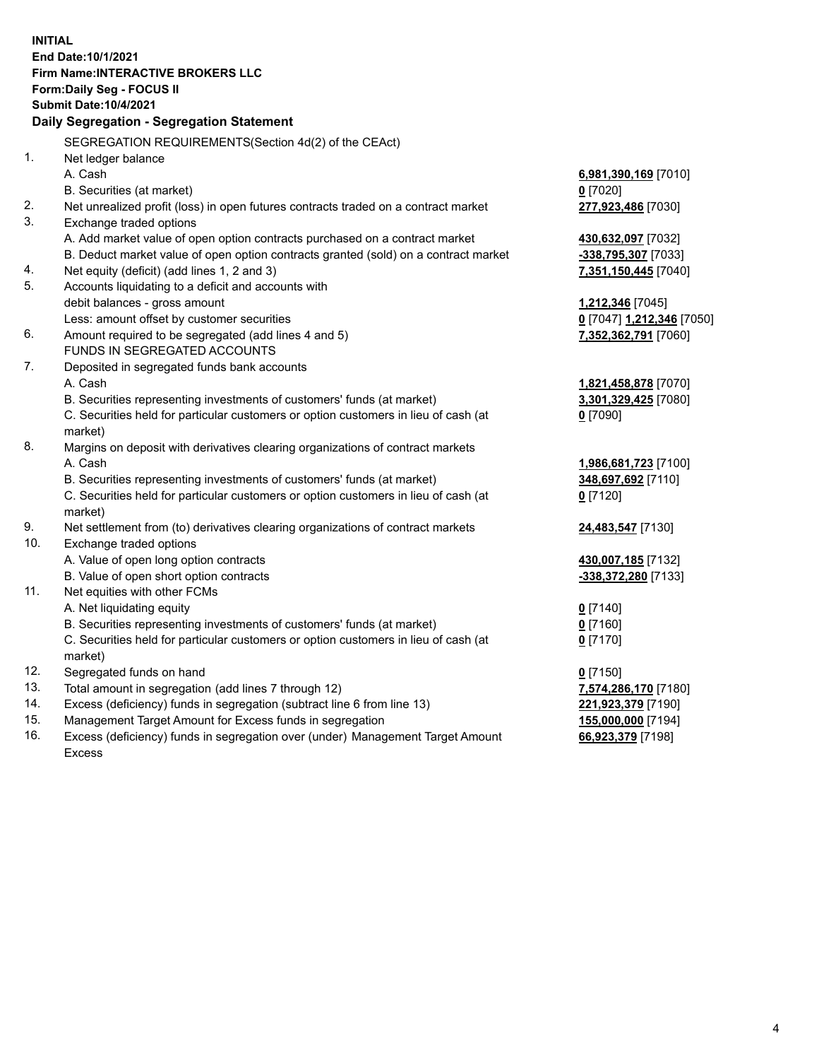**INITIAL**
**End Date:10/1/2021**
**Firm Name:INTERACTIVE BROKERS LLC**
**Form:Daily Seg - FOCUS II**
**Submit Date:10/4/2021**

**Daily Segregation - Segregation Statement**

SEGREGATION REQUIREMENTS(Section 4d(2) of the CEAct)

| | | |
|---|---|---|
| 1. | Net ledger balance | |
| | A. Cash | **6,981,390,169** [7010] |
| | B. Securities (at market) | **0** [7020] |
| 2. | Net unrealized profit (loss) in open futures contracts traded on a contract market | **277,923,486** [7030] |
| 3. | Exchange traded options | |
| | A. Add market value of open option contracts purchased on a contract market | **430,632,097** [7032] |
| | B. Deduct market value of open option contracts granted (sold) on a contract market | **-338,795,307** [7033] |
| 4. | Net equity (deficit) (add lines 1, 2 and 3) | **7,351,150,445** [7040] |
| 5. | Accounts liquidating to a deficit and accounts with | |
| | debit balances - gross amount | **1,212,346** [7045] |
| | Less: amount offset by customer securities | **0** [7047] **1,212,346** [7050] |
| 6. | Amount required to be segregated (add lines 4 and 5) | **7,352,362,791** [7060] |
| | FUNDS IN SEGREGATED ACCOUNTS | |
| 7. | Deposited in segregated funds bank accounts | |
| | A. Cash | **1,821,458,878** [7070] |
| | B. Securities representing investments of customers' funds (at market) | **3,301,329,425** [7080] |
| | C. Securities held for particular customers or option customers in lieu of cash (at market) | **0** [7090] |
| 8. | Margins on deposit with derivatives clearing organizations of contract markets | |
| | A. Cash | **1,986,681,723** [7100] |
| | B. Securities representing investments of customers' funds (at market) | **348,697,692** [7110] |
| | C. Securities held for particular customers or option customers in lieu of cash (at market) | **0** [7120] |
| 9. | Net settlement from (to) derivatives clearing organizations of contract markets | **24,483,547** [7130] |
| 10. | Exchange traded options | |
| | A. Value of open long option contracts | **430,007,185** [7132] |
| | B. Value of open short option contracts | **-338,372,280** [7133] |
| 11. | Net equities with other FCMs | |
| | A. Net liquidating equity | **0** [7140] |
| | B. Securities representing investments of customers' funds (at market) | **0** [7160] |
| | C. Securities held for particular customers or option customers in lieu of cash (at market) | **0** [7170] |
| 12. | Segregated funds on hand | **0** [7150] |
| 13. | Total amount in segregation (add lines 7 through 12) | **7,574,286,170** [7180] |
| 14. | Excess (deficiency) funds in segregation (subtract line 6 from line 13) | **221,923,379** [7190] |
| 15. | Management Target Amount for Excess funds in segregation | **155,000,000** [7194] |
| 16. | Excess (deficiency) funds in segregation over (under) Management Target Amount Excess | **66,923,379** [7198] |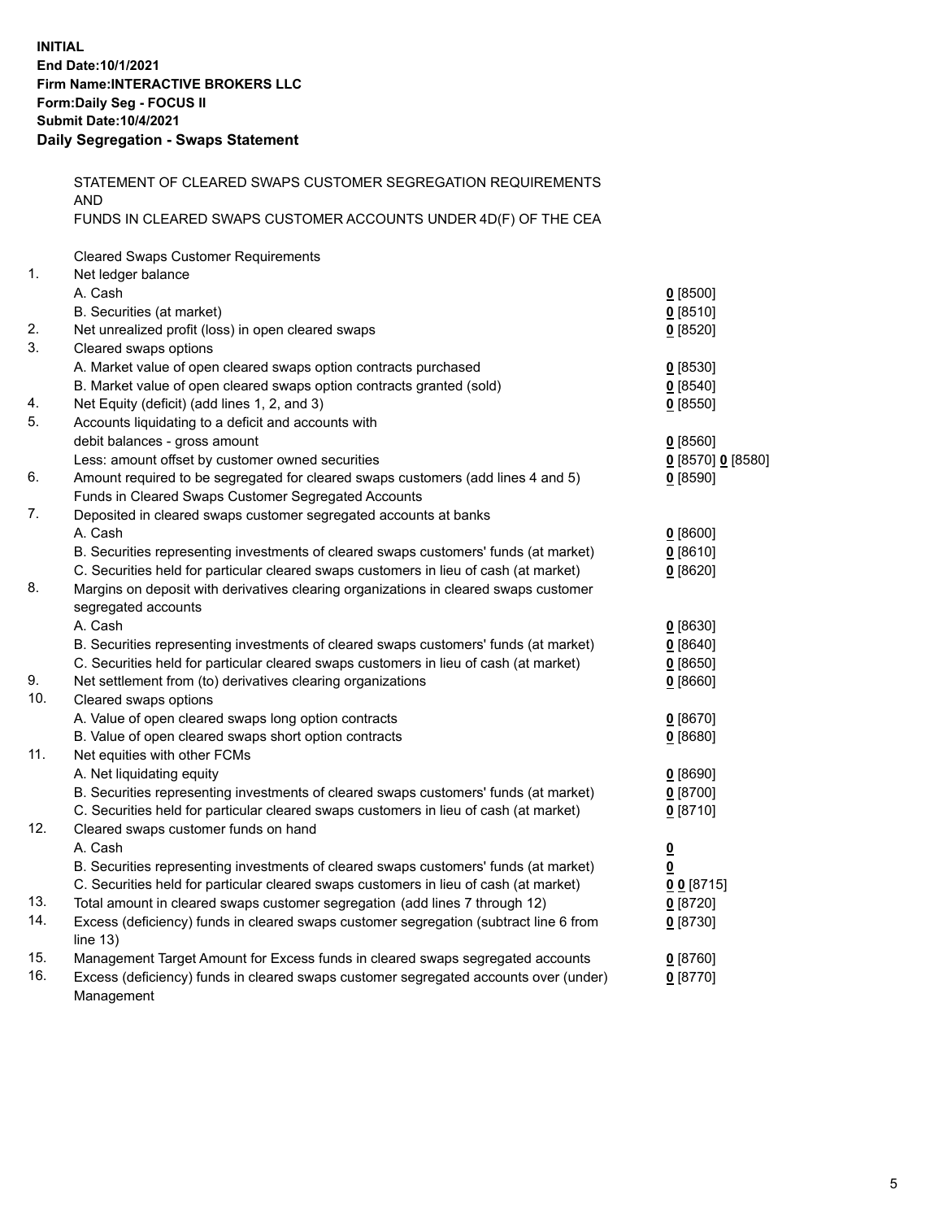**INITIAL**
**End Date:10/1/2021**
**Firm Name:INTERACTIVE BROKERS LLC**
**Form:Daily Seg - FOCUS II**
**Submit Date:10/4/2021**
**Daily Segregation - Swaps Statement**

STATEMENT OF CLEARED SWAPS CUSTOMER SEGREGATION REQUIREMENTS AND
FUNDS IN CLEARED SWAPS CUSTOMER ACCOUNTS UNDER 4D(F) OF THE CEA

| | | |
|---|---|---|
| | Cleared Swaps Customer Requirements | |
| 1. | Net ledger balance | |
| | A. Cash | 0 [8500] |
| | B. Securities (at market) | 0 [8510] |
| 2. | Net unrealized profit (loss) in open cleared swaps | 0 [8520] |
| 3. | Cleared swaps options | |
| | A. Market value of open cleared swaps option contracts purchased | 0 [8530] |
| | B. Market value of open cleared swaps option contracts granted (sold) | 0 [8540] |
| 4. | Net Equity (deficit) (add lines 1, 2, and 3) | 0 [8550] |
| 5. | Accounts liquidating to a deficit and accounts with | |
| | debit balances - gross amount | 0 [8560] |
| | Less: amount offset by customer owned securities | 0 [8570] 0 [8580] |
| 6. | Amount required to be segregated for cleared swaps customers (add lines 4 and 5) | 0 [8590] |
| | Funds in Cleared Swaps Customer Segregated Accounts | |
| 7. | Deposited in cleared swaps customer segregated accounts at banks | |
| | A. Cash | 0 [8600] |
| | B. Securities representing investments of cleared swaps customers' funds (at market) | 0 [8610] |
| | C. Securities held for particular cleared swaps customers in lieu of cash (at market) | 0 [8620] |
| 8. | Margins on deposit with derivatives clearing organizations in cleared swaps customer segregated accounts | |
| | A. Cash | 0 [8630] |
| | B. Securities representing investments of cleared swaps customers' funds (at market) | 0 [8640] |
| | C. Securities held for particular cleared swaps customers in lieu of cash (at market) | 0 [8650] |
| 9. | Net settlement from (to) derivatives clearing organizations | 0 [8660] |
| 10. | Cleared swaps options | |
| | A. Value of open cleared swaps long option contracts | 0 [8670] |
| | B. Value of open cleared swaps short option contracts | 0 [8680] |
| 11. | Net equities with other FCMs | |
| | A. Net liquidating equity | 0 [8690] |
| | B. Securities representing investments of cleared swaps customers' funds (at market) | 0 [8700] |
| | C. Securities held for particular cleared swaps customers in lieu of cash (at market) | 0 [8710] |
| 12. | Cleared swaps customer funds on hand | |
| | A. Cash | 0 |
| | B. Securities representing investments of cleared swaps customers' funds (at market) | 0 |
| | C. Securities held for particular cleared swaps customers in lieu of cash (at market) | 0 0 [8715] |
| 13. | Total amount in cleared swaps customer segregation (add lines 7 through 12) | 0 [8720] |
| 14. | Excess (deficiency) funds in cleared swaps customer segregation (subtract line 6 from line 13) | 0 [8730] |
| 15. | Management Target Amount for Excess funds in cleared swaps segregated accounts | 0 [8760] |
| 16. | Excess (deficiency) funds in cleared swaps customer segregated accounts over (under) Management | 0 [8770] |